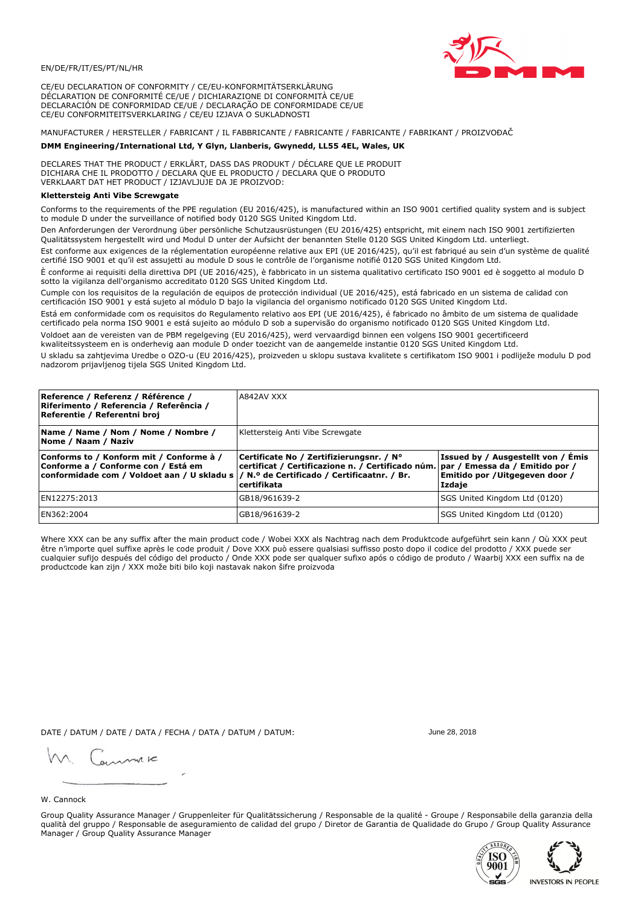EN/DE/FR/IT/ES/PT/NL/HR

CE/EU DECLARATION OF CONFORMITY / CE/EU-KONFORMITÄTSERKLÄRUNG
DÉCLARATION DE CONFORMITÉ CE/UE / DICHIARAZIONE DI CONFORMITÀ CE/UE
DECLARACIÓN DE CONFORMIDAD CE/UE / DECLARAÇÃO DE CONFORMIDADE CE/UE
CE/EU CONFORMITEITSVERKLARING / CE/EU IZJAVA O SUKLADNOSTI

MANUFACTURER / HERSTELLER / FABRICANT / IL FABBRICANTE / FABRICANTE / FABRICANTE / FABRIKANT / PROIZVOĐAČ

**DMM Engineering/International Ltd, Y Glyn, Llanberis, Gwynedd, LL55 4EL, Wales, UK**

DECLARES THAT THE PRODUCT / ERKLÄRT, DASS DAS PRODUKT / DÉCLARE QUE LE PRODUIT
DICHIARA CHE IL PRODOTTO / DECLARA QUE EL PRODUCTO / DECLARA QUE O PRODUTO
VERKLAART DAT HET PRODUCT / IZJAVLJUJE DA JE PROIZVOD:

**Klettersteig Anti Vibe Screwgate**

Conforms to the requirements of the PPE regulation (EU 2016/425), is manufactured within an ISO 9001 certified quality system and is subject to module D under the surveillance of notified body 0120 SGS United Kingdom Ltd.

Den Anforderungen der Verordnung über persönliche Schutzausrüstungen (EU 2016/425) entspricht, mit einem nach ISO 9001 zertifizierten Qualitätssystem hergestellt wird und Modul D unter der Aufsicht der benannten Stelle 0120 SGS United Kingdom Ltd. unterliegt.

Est conforme aux exigences de la réglementation européenne relative aux EPI (UE 2016/425), qu'il est fabriqué au sein d'un système de qualité certifié ISO 9001 et qu'il est assujetti au module D sous le contrôle de l'organisme notifié 0120 SGS United Kingdom Ltd.

È conforme ai requisiti della direttiva DPI (UE 2016/425), è fabbricato in un sistema qualitativo certificato ISO 9001 ed è soggetto al modulo D sotto la vigilanza dell'organismo accreditato 0120 SGS United Kingdom Ltd.

Cumple con los requisitos de la regulación de equipos de protección individual (UE 2016/425), está fabricado en un sistema de calidad con certificación ISO 9001 y está sujeto al módulo D bajo la vigilancia del organismo notificado 0120 SGS United Kingdom Ltd.

Está em conformidade com os requisitos do Regulamento relativo aos EPI (UE 2016/425), é fabricado no âmbito de um sistema de qualidade certificado pela norma ISO 9001 e está sujeito ao módulo D sob a supervisão do organismo notificado 0120 SGS United Kingdom Ltd.

Voldoet aan de vereisten van de PBM regelgeving (EU 2016/425), werd vervaardigd binnen een volgens ISO 9001 gecertificeerd kwaliteitssysteem en is onderhevig aan module D onder toezicht van de aangemelde instantie 0120 SGS United Kingdom Ltd.

U skladu sa zahtjevima Uredbe o OZO-u (EU 2016/425), proizveden u sklopu sustava kvalitete s certifikatom ISO 9001 i podliježe modulu D pod nadzorom prijavljenog tijela SGS United Kingdom Ltd.

| **Reference / Referenz / Référence / Riferimento / Referencia / Referência / Referentie / Referentni broj** | A842AV XXX | |
|---|---|---|
| **Name / Name / Nom / Nome / Nombre / Nome / Naam / Naziv** | Klettersteig Anti Vibe Screwgate | |
| **Conforms to / Konform mit / Conforme à / Conforme a / Conforme con / Está em conformidade com / Voldoet aan / U skladu s** | **Certificate No / Zertifizierungsnr. / N° certificat / Certificazione n. / Certificado núm. / N.º de Certificado / Certificaatnr. / Br. certifikata** | **Issued by / Ausgestellt von / Émis par / Emessa da / Emitido por / Emitido por /Uitgegeven door / Izdaje** |
| EN12275:2013 | GB18/961639-2 | SGS United Kingdom Ltd (0120) |
| EN362:2004 | GB18/961639-2 | SGS United Kingdom Ltd (0120) |

Where XXX can be any suffix after the main product code / Wobei XXX als Nachtrag nach dem Produktcode aufgeführt sein kann / Où XXX peut être n'importe quel suffixe après le code produit / Dove XXX può essere qualsiasi suffisso posto dopo il codice del prodotto / XXX puede ser cualquier sufijo después del código del producto / Onde XXX pode ser qualquer sufixo após o código de produto / Waarbij XXX een suffix na de productcode kan zijn / XXX može biti bilo koji nastavak nakon šifre proizvoda

DATE / DATUM / DATE / DATA / FECHA / DATA / DATUM / DATUM: June 28, 2018

W. Cannock

Group Quality Assurance Manager / Gruppenleiter für Qualitätssicherung / Responsable de la qualité - Groupe / Responsabile della garanzia della qualità del gruppo / Responsable de aseguramiento de calidad del grupo / Diretor de Garantia de Qualidade do Grupo / Group Quality Assurance Manager / Group Quality Assurance Manager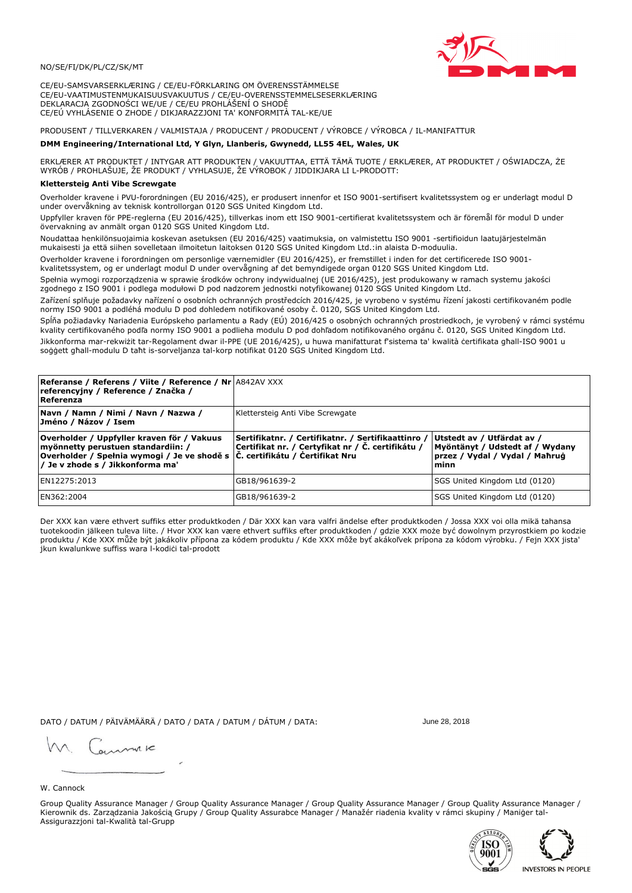NO/SE/FI/DK/PL/CZ/SK/MT

CE/EU-SAMSVARSERKLÆRING / CE/EU-FÖRKLARING OM ÖVERENSSTÄMMELSE
CE/EU-VAATIMUSTENMUKAISUUSVAKUUTUS / CE/EU-OVERENSSTEMMELSESERKLÆRING
DEKLARACJA ZGODNOŚCI WE/UE / CE/EU PROHLÁŠENÍ O SHODĚ
CE/EÚ VYHLÁSENIE O ZHODE / DIKJARAZZJONI TA' KONFORMITÀ TAL-KE/UE

PRODUSENT / TILLVERKAREN / VALMISTAJA / PRODUCENT / PRODUCENT / VÝROBCE / VÝROBCA / IL-MANIFATTUR

**DMM Engineering/International Ltd, Y Glyn, Llanberis, Gwynedd, LL55 4EL, Wales, UK**

ERKLÆRER AT PRODUKTET / INTYGAR ATT PRODUKTEN / VAKUUTTAA, ETTÄ TÄMÄ TUOTE / ERKLÆRER, AT PRODUKTET / OŚWIADCZA, ŻE WYRÓB / PROHLAŠUJE, ŽE PRODUKT / VYHLASUJE, ŽE VÝROBOK / JIDDIKJARA LI L-PRODOTT:

**Klettersteig Anti Vibe Screwgate**

Overholder kravene i PVU-forordningen (EU 2016/425), er produsert innenfor et ISO 9001-sertifisert kvalitetssystem og er underlagt modul D under overvåkning av teknisk kontrollorgan 0120 SGS United Kingdom Ltd.

Uppfyller kraven för PPE-reglerna (EU 2016/425), tillverkas inom ett ISO 9001-certifierat kvalitetssystem och är föremål för modul D under övervakning av anmält organ 0120 SGS United Kingdom Ltd.

Noudattaa henkilönsuojaimia koskevan asetuksen (EU 2016/425) vaatimuksia, on valmistettu ISO 9001 -sertifioidun laatujärjestelmän mukaisesti ja että siihen sovelletaan ilmoitetun laitoksen 0120 SGS United Kingdom Ltd.:in alaista D-moduulia.

Overholder kravene i forordningen om personlige værnemidler (EU 2016/425), er fremstillet i inden for det certificerede ISO 9001-kvalitetssystem, og er underlagt modul D under overvågning af det bemyndigede organ 0120 SGS United Kingdom Ltd.

Spełnia wymogi rozporządzenia w sprawie środków ochrony indywidualnej (UE 2016/425), jest produkowany w ramach systemu jakości zgodnego z ISO 9001 i podlega modułowi D pod nadzorem jednostki notyfikowanej 0120 SGS United Kingdom Ltd.

Zařízení splňuje požadavky nařízení o osobních ochranných prostředcích 2016/425, je vyrobeno v systému řízení jakosti certifikovaném podle normy ISO 9001 a podléhá modulu D pod dohledem notifikované osoby č. 0120, SGS United Kingdom Ltd.

Spĺňa požiadavky Nariadenia Európskeho parlamentu a Rady (EÚ) 2016/425 o osobných ochranných prostriedkoch, je vyrobený v rámci systému kvality certifikovaného podľa normy ISO 9001 a podlieha modulu D pod dohľadom notifikovaného orgánu č. 0120, SGS United Kingdom Ltd.

Jikkonforma mar-rekwiżit tar-Regolament dwar il-PPE (UE 2016/425), u huwa manifatturat f'sistema ta' kwalità ċertifikata għall-ISO 9001 u soġġett għall-modulu D taħt is-sorveljanza tal-korp notifikat 0120 SGS United Kingdom Ltd.

| **Referanse / Referens / Viite / Reference / Nr referencyjny / Reference / Značka / Referenza** | A842AV XXX | |
|---|---|---|
| **Navn / Namn / Nimi / Navn / Nazwa / Jméno / Názov / Isem** | Klettersteig Anti Vibe Screwgate | |
| **Overholder / Uppfyller kraven för / Vakuus myönnetty perustuen standardiin: / Overholder / Spełnia wymogi / Je ve shodě s / Je v zhode s / Jikkonforma ma'** | **Sertifikatnr. / Certifikatnr. / Sertifikaattinro / Certifikat nr. / Certyfikat nr / Č. certifikátu / Č. certifikátu / Ċertifikat Nru** | **Utstedt av / Utfärdat av / Myöntänyt / Udstedt af / Wydany przez / Vydal / Vydal / Maħruġ minn** |
| EN12275:2013 | GB18/961639-2 | SGS United Kingdom Ltd (0120) |
| EN362:2004 | GB18/961639-2 | SGS United Kingdom Ltd (0120) |

Der XXX kan være ethvert suffiks etter produktkoden / Där XXX kan vara valfri ändelse efter produktkoden / Jossa XXX voi olla mikä tahansa tuotekoodin jälkeen tuleva liite. / Hvor XXX kan være ethvert suffiks efter produktkoden / gdzie XXX może być dowolnym przyrostkiem po kodzie produktu / Kde XXX může být jakákoliv přípona za kódem produktu / Kde XXX môže byť akákoľvek prípona za kódom výrobku. / Fejn XXX jista' jkun kwalunkwe suffiss wara l-kodiċi tal-prodott

DATO / DATUM / PÄIVÄMÄÄRÄ / DATO / DATA / DATUM / DÁTUM / DATA: June 28, 2018

W. Cannock

Group Quality Assurance Manager / Group Quality Assurance Manager / Group Quality Assurance Manager / Group Quality Assurance Manager / Kierownik ds. Zarządzania Jakością Grupy / Group Quality Assurabce Manager / Manažér riadenia kvality v rámci skupiny / Maniġer tal-Assigurazzjoni tal-Kwalità tal-Grupp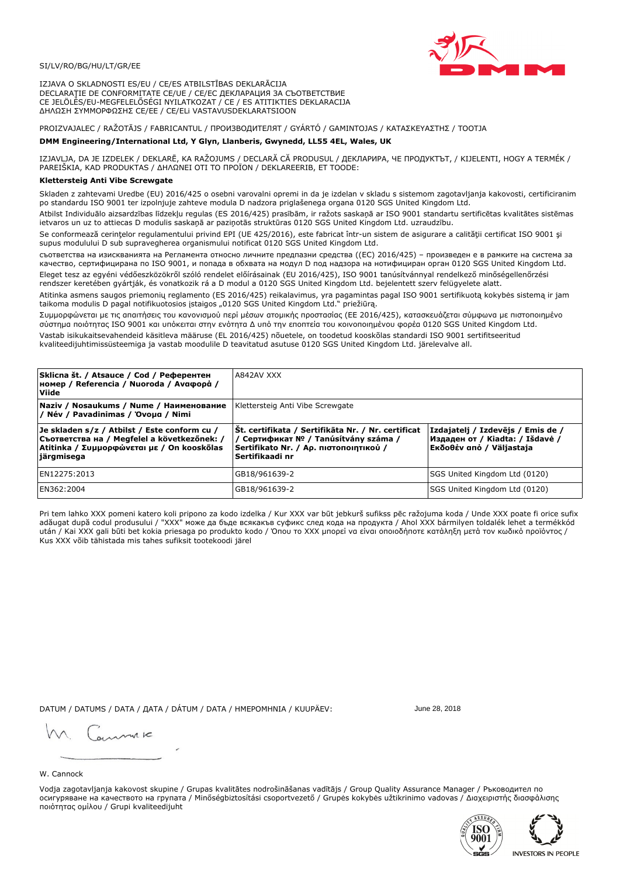SI/LV/RO/BG/HU/LT/GR/EE

IZJAVA O SKLADNOSTI ES/EU / CE/ES ATBILSTĪBAS DEKLARĀCIJA
DECLARAȚIE DE CONFORMITATE CE/UE / CE/ЕС ДЕКЛАРАЦИЯ ЗА СЪОТВЕТСТВИЕ
CE JELÖLÉS/EU-MEGFELELŐSÉGI NYILATKOZAT / CE / ES ATITIKTIES DEKLARACIJA
ΔΗΛΩΣΗ ΣΥΜΜΟΡΦΩΣΗΣ CE/ΕΕ / CE/ELi VASTAVUSDEKLARATSIOON

PROIZVAJALEC / RAŽOTĀJS / FABRICANTUL / ПРОИЗВОДИТЕЛЯТ / GYÁRTÓ / GAMINTOJAS / ΚΑΤΑΣΚΕΥΑΣΤΗΣ / TOOTJA

**DMM Engineering/International Ltd, Y Glyn, Llanberis, Gwynedd, LL55 4EL, Wales, UK**

IZJAVLJA, DA JE IZDELEK / DEKLARĒ, KA RAŽOJUMS / DECLARĂ CĂ PRODUSUL / ДЕКЛАРИРА, ЧЕ ПРОДУКТЪТ, / KIJELENTI, HOGY A TERMÉK / PAREIŠKIA, KAD PRODUKTAS / ΔΗΛΩΝΕΙ ΟΤΙ ΤΟ ΠΡΟΪΟΝ / DEKLAREERIB, ET TOODE:

**Klettersteig Anti Vibe Screwgate**

Skladen z zahtevami Uredbe (EU) 2016/425 o osebni varovalni opremi in da je izdelan v skladu s sistemom zagotavljanja kakovosti, certificiranim po standardu ISO 9001 ter izpolnjuje zahteve modula D nadzora priglašenega organa 0120 SGS United Kingdom Ltd.

Atbilst Individuālo aizsardzības līdzekļu regulas (ES 2016/425) prasībām, ir ražots saskaņā ar ISO 9001 standartu sertificētas kvalitātes sistēmas ietvaros un uz to attiecas D modulis saskaņā ar paziņotās struktūras 0120 SGS United Kingdom Ltd. uzraudzību.

Se conformează cerințelor regulamentului privind EPI (UE 425/2016), este fabricat într-un sistem de asigurare a calității certificat ISO 9001 și supus modulului D sub supravegherea organismului notificat 0120 SGS United Kingdom Ltd.

съответства на изискванията на Регламента относно личните предпазни средства ((ЕС) 2016/425) – произведен е в рамките на система за качество, сертифицирана по ISO 9001, и попада в обхвата на модул D под надзора на нотифициран орган 0120 SGS United Kingdom Ltd.

Eleget tesz az egyéni védőeszközökről szóló rendelet előírásainak (EU 2016/425), ISO 9001 tanúsítvánnyal rendelkező minőségellenőrzési rendszer keretében gyártják, és vonatkozik rá a D modul a 0120 SGS United Kingdom Ltd. bejelentett szerv felügyelete alatt.

Atitinka asmens saugos priemonių reglamento (ES 2016/425) reikalavimus, yra pagamintas pagal ISO 9001 sertifikuotą kokybės sistemą ir jam taikoma modulis D pagal notifikuotosios įstaigos „0120 SGS United Kingdom Ltd." priežiūrą.

Συμμορφώνεται με τις απαιτήσεις του κανονισμού περί μέσων ατομικής προστασίας (ΕΕ 2016/425), κατασκευάζεται σύμφωνα με πιστοποιημένο σύστημα ποιότητας ISO 9001 και υπόκειται στην ενότητα Δ υπό την εποπτεία του κοινοποιημένου φορέα 0120 SGS United Kingdom Ltd.

Vastab isikukaitsevahendeid käsitleva määruse (EL 2016/425) nõuetele, on toodetud kooskõlas standardi ISO 9001 sertifitseeritud kvaliteedijuhtimissüsteemiga ja vastab moodulile D teavitatud asutuse 0120 SGS United Kingdom Ltd. järelevalve all.

| | | |
|---|---|---|
| **Sklicna št. / Atsauce / Cod / Референтен номер / Referencia / Nuoroda / Αναφορά / Viide** | A842AV XXX | |
| **Naziv / Nosaukums / Nume / Наименование / Név / Pavadinimas / Όνομα / Nimi** | Klettersteig Anti Vibe Screwgate | |
| **Je skladen s/z / Atbilst / Este conform cu / Съответства на / Megfelel a következőnek: / Atitinka / Συμμορφώνεται με / On kooskõlas järgmisega** | **Št. certifikata / Sertifikāta Nr. / Nr. certificat / Сертификат № / Tanúsítvány száma / Sertifikato Nr. / Αρ. πιστοποιητικού / Sertifikaadi nr** | **Izdajatelj / Izdevējs / Emis de / Издаден от / Kiadta: / Išdavė / Εκδοθέν από / Väljastaja** |
| EN12275:2013 | GB18/961639-2 | SGS United Kingdom Ltd (0120) |
| EN362:2004 | GB18/961639-2 | SGS United Kingdom Ltd (0120) |

Pri tem lahko XXX pomeni katero koli pripono za kodo izdelka / Kur XXX var būt jebkurš sufikss pēc ražojuma koda / Unde XXX poate fi orice sufix adăugat după codul produsului / "XXX" може да бъде всякакъв суфикс след кода на продукта / Ahol XXX bármilyen toldalék lehet a termékkód után / Kai XXX gali būti bet kokia priesaga po produkto kodo / Όπου το XXX μπορεί να είναι οποιοδήποτε κατάληξη μετά τον κωδικό προϊόντος / Kus XXX võib tähistada mis tahes sufiksit tootekoodi järel

DATUM / DATUMS / DATA / ДАТА / DÁTUM / DATA / ΗΜΕΡΟΜΗΝΙΑ / KUUPÄEV: June 28, 2018

W. Cannock

Vodja zagotavljanja kakovost skupine / Grupas kvalitātes nodrošināšanas vadītājs / Group Quality Assurance Manager / Ръководител по осигуряване на качеството на групата / Minőségbiztosítási csoportvezető / Grupės kokybės užtikrinimo vadovas / Διαχειριστής διασφάλισης ποιότητας ομίλου / Grupi kvaliteedijuht